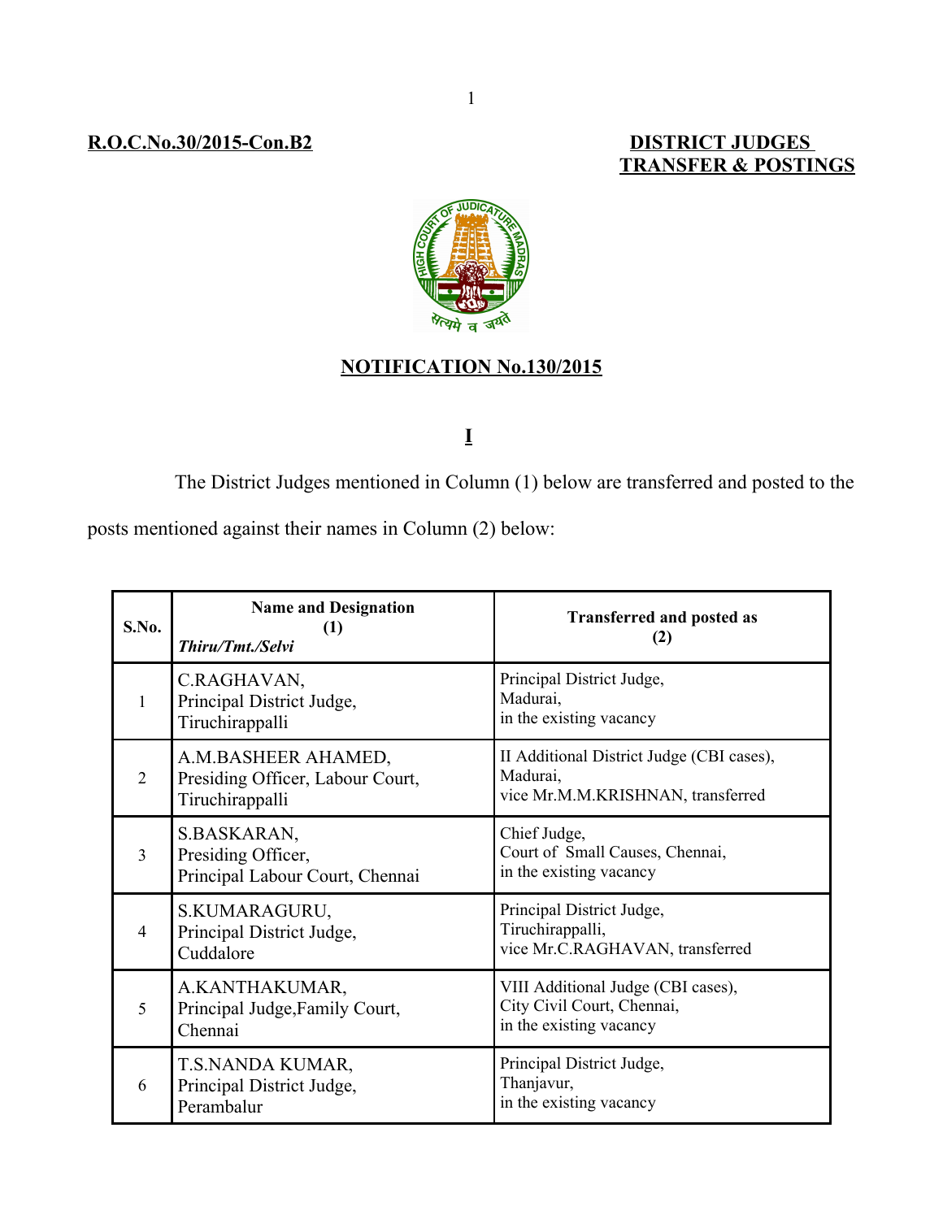**R.O.C.No.30/2015-Con.B2**

**DISTRICT JUDGES TRANSFER & POSTINGS**

# NOTIFICATION No.130/2015

## I

The District Judges mentioned in Column (1) below are transferred and posted to the posts mentioned against their names in Column (2) below:

| S.No. | Name and Designation (1) *Thiru/Tmt./Selvi* | Transferred and posted as (2) |
|---|---|---|
| 1 | C.RAGHAVAN, Principal District Judge, Tiruchirappalli | Principal District Judge, Madurai, in the existing vacancy |
| 2 | A.M.BASHEER AHAMED, Presiding Officer, Labour Court, Tiruchirappalli | II Additional District Judge (CBI cases), Madurai, vice Mr.M.M.KRISHNAN, transferred |
| 3 | S.BASKARAN, Presiding Officer, Principal Labour Court, Chennai | Chief Judge, Court of Small Causes, Chennai, in the existing vacancy |
| 4 | S.KUMARAGURU, Principal District Judge, Cuddalore | Principal District Judge, Tiruchirappalli, vice Mr.C.RAGHAVAN, transferred |
| 5 | A.KANTHAKUMAR, Principal Judge,Family Court, Chennai | VIII Additional Judge (CBI cases), City Civil Court, Chennai, in the existing vacancy |
| 6 | T.S.NANDA KUMAR, Principal District Judge, Perambalur | Principal District Judge, Thanjavur, in the existing vacancy |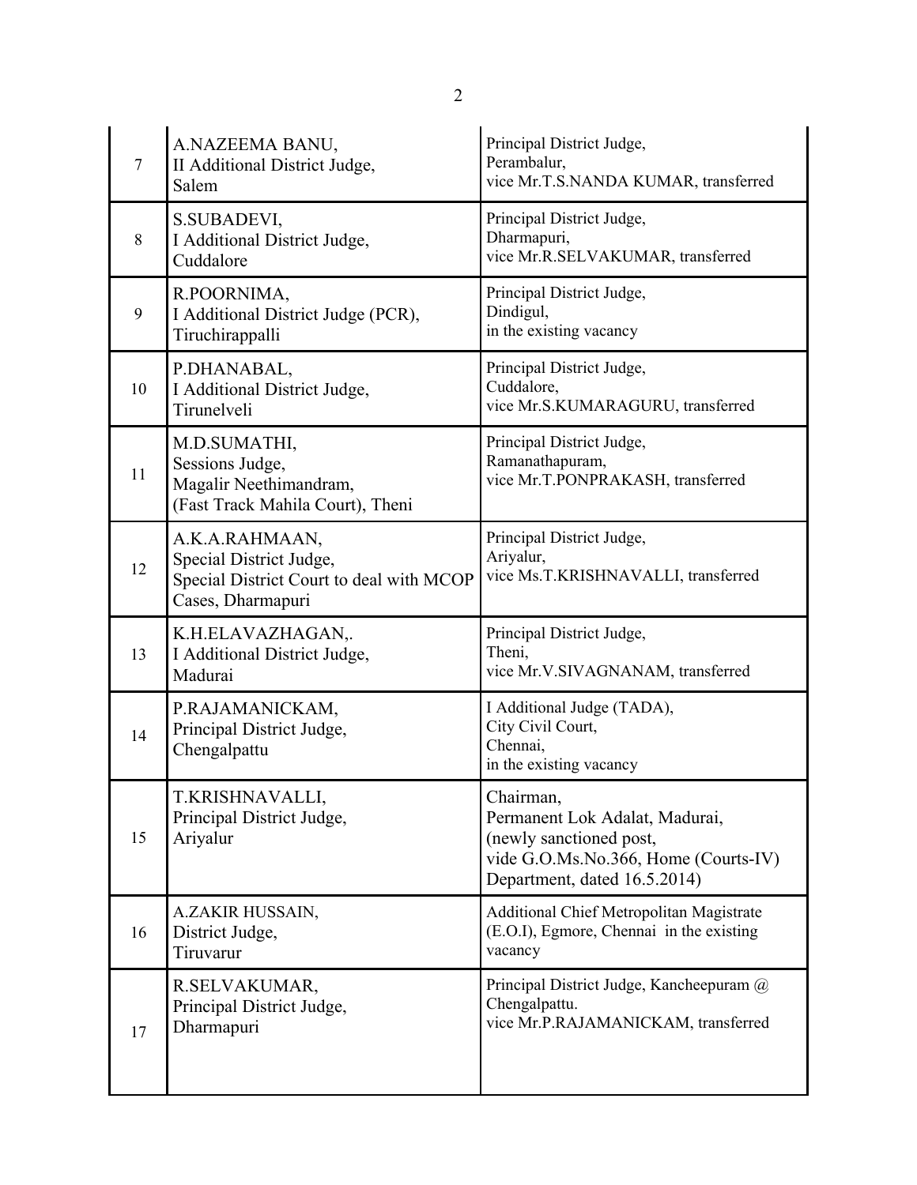| 7 | A.NAZEEMA BANU,<br>II Additional District Judge,<br>Salem | Principal District Judge,<br>Perambalur,<br>vice Mr.T.S.NANDA KUMAR, transferred |
|---|---|---|
| 8 | S.SUBADEVI,<br>I Additional District Judge,<br>Cuddalore | Principal District Judge,<br>Dharmapuri,<br>vice Mr.R.SELVAKUMAR, transferred |
| 9 | R.POORNIMA,<br>I Additional District Judge (PCR),<br>Tiruchirappalli | Principal District Judge,<br>Dindigul,<br>in the existing vacancy |
| 10 | P.DHANABAL,<br>I Additional District Judge,<br>Tirunelveli | Principal District Judge,<br>Cuddalore,<br>vice Mr.S.KUMARAGURU, transferred |
| 11 | M.D.SUMATHI,<br>Sessions Judge,<br>Magalir Neethimandram,<br>(Fast Track Mahila Court), Theni | Principal District Judge,<br>Ramanathapuram,<br>vice Mr.T.PONPRAKASH, transferred |
| 12 | A.K.A.RAHMAAN,<br>Special District Judge,<br>Special District Court to deal with MCOP Cases, Dharmapuri | Principal District Judge,<br>Ariyalur,<br>vice Ms.T.KRISHNAVALLI, transferred |
| 13 | K.H.ELAVAZHAGAN,.<br>I Additional District Judge,<br>Madurai | Principal District Judge,<br>Theni,<br>vice Mr.V.SIVAGNANAM, transferred |
| 14 | P.RAJAMANICKAM,<br>Principal District Judge,<br>Chengalpattu | I Additional Judge (TADA),<br>City Civil Court,<br>Chennai,<br>in the existing vacancy |
| 15 | T.KRISHNAVALLI,<br>Principal District Judge,<br>Ariyalur | Chairman,<br>Permanent Lok Adalat, Madurai,<br>(newly sanctioned post,<br>vide G.O.Ms.No.366, Home (Courts-IV) Department, dated 16.5.2014) |
| 16 | A.ZAKIR HUSSAIN,<br>District Judge,<br>Tiruvarur | Additional Chief Metropolitan Magistrate (E.O.I), Egmore, Chennai in the existing vacancy |
| 17 | R.SELVAKUMAR,<br>Principal District Judge,<br>Dharmapuri | Principal District Judge, Kancheepuram @ Chengalpattu.<br>vice Mr.P.RAJAMANICKAM, transferred |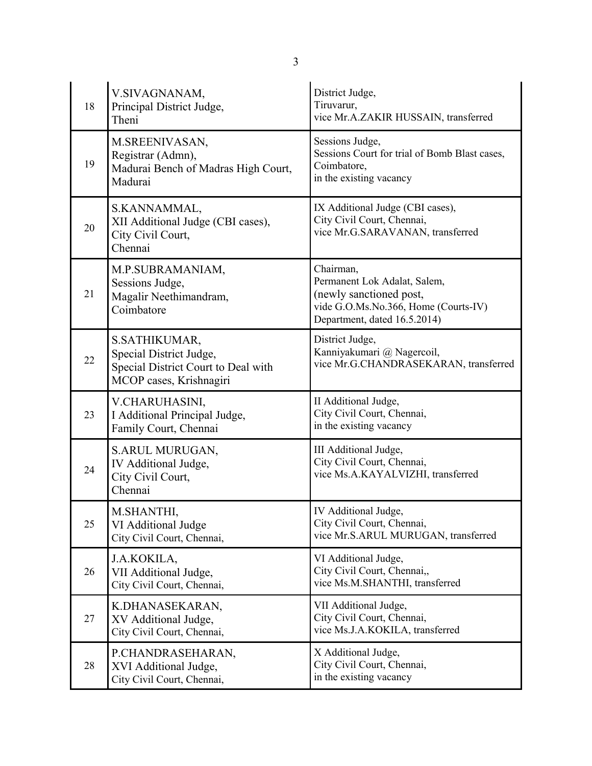| | | |
|---|---|---|
| 18 | V.SIVAGNANAM,<br>Principal District Judge,<br>Theni | District Judge,<br>Tiruvarur,<br>vice Mr.A.ZAKIR HUSSAIN, transferred |
| 19 | M.SREENIVASAN,<br>Registrar (Admn),<br>Madurai Bench of Madras High Court,<br>Madurai | Sessions Judge,<br>Sessions Court for trial of Bomb Blast cases,<br>Coimbatore,<br>in the existing vacancy |
| 20 | S.KANNAMMAL,<br>XII Additional Judge (CBI cases),<br>City Civil Court,<br>Chennai | IX Additional Judge (CBI cases),<br>City Civil Court, Chennai,<br>vice Mr.G.SARAVANAN, transferred |
| 21 | M.P.SUBRAMANIAM,<br>Sessions Judge,<br>Magalir Neethimandram,<br>Coimbatore | Chairman,<br>Permanent Lok Adalat, Salem,<br>(newly sanctioned post,<br>vide G.O.Ms.No.366, Home (Courts-IV)<br>Department, dated 16.5.2014) |
| 22 | S.SATHIKUMAR,<br>Special District Judge,<br>Special District Court to Deal with<br>MCOP cases, Krishnagiri | District Judge,<br>Kanniyakumari @ Nagercoil,<br>vice Mr.G.CHANDRASEKARAN, transferred |
| 23 | V.CHARUHASINI,<br>I Additional Principal Judge,<br>Family Court, Chennai | II Additional Judge,<br>City Civil Court, Chennai,<br>in the existing vacancy |
| 24 | S.ARUL MURUGAN,<br>IV Additional Judge,<br>City Civil Court,<br>Chennai | III Additional Judge,<br>City Civil Court, Chennai,<br>vice Ms.A.KAYALVIZHI, transferred |
| 25 | M.SHANTHI,<br>VI Additional Judge<br>City Civil Court, Chennai, | IV Additional Judge,<br>City Civil Court, Chennai,<br>vice Mr.S.ARUL MURUGAN, transferred |
| 26 | J.A.KOKILA,<br>VII Additional Judge,<br>City Civil Court, Chennai, | VI Additional Judge,<br>City Civil Court, Chennai,,<br>vice Ms.M.SHANTHI, transferred |
| 27 | K.DHANASEKARAN,<br>XV Additional Judge,<br>City Civil Court, Chennai, | VII Additional Judge,<br>City Civil Court, Chennai,<br>vice Ms.J.A.KOKILA, transferred |
| 28 | P.CHANDRASEHARAN,<br>XVI Additional Judge,<br>City Civil Court, Chennai, | X Additional Judge,<br>City Civil Court, Chennai,<br>in the existing vacancy |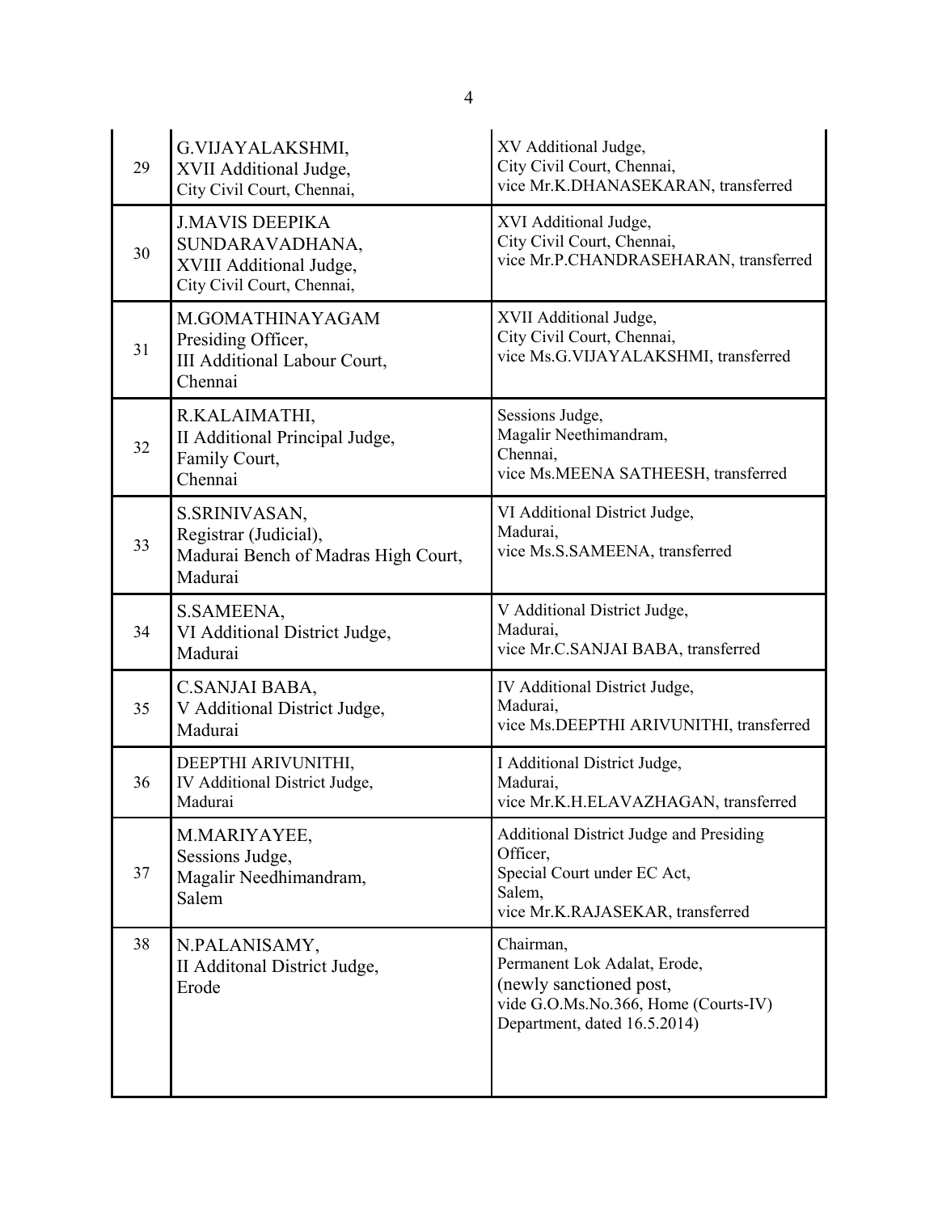| | | |
|---|---|---|
| 29 | G.VIJAYALAKSHMI, XVII Additional Judge, City Civil Court, Chennai, | XV Additional Judge, City Civil Court, Chennai, vice Mr.K.DHANASEKARAN, transferred |
| 30 | J.MAVIS DEEPIKA SUNDARAVADHANA, XVIII Additional Judge, City Civil Court, Chennai, | XVI Additional Judge, City Civil Court, Chennai, vice Mr.P.CHANDRASEHARAN, transferred |
| 31 | M.GOMATHINAYAGAM Presiding Officer, III Additional Labour Court, Chennai | XVII Additional Judge, City Civil Court, Chennai, vice Ms.G.VIJAYALAKSHMI, transferred |
| 32 | R.KALAIMATHI, II Additional Principal Judge, Family Court, Chennai | Sessions Judge, Magalir Neethimandram, Chennai, vice Ms.MEENA SATHEESH, transferred |
| 33 | S.SRINIVASAN, Registrar (Judicial), Madurai Bench of Madras High Court, Madurai | VI Additional District Judge, Madurai, vice Ms.S.SAMEENA, transferred |
| 34 | S.SAMEENA, VI Additional District Judge, Madurai | V Additional District Judge, Madurai, vice Mr.C.SANJAI BABA, transferred |
| 35 | C.SANJAI BABA, V Additional District Judge, Madurai | IV Additional District Judge, Madurai, vice Ms.DEEPTHI ARIVUNITHI, transferred |
| 36 | DEEPTHI ARIVUNITHI, IV Additional District Judge, Madurai | I Additional District Judge, Madurai, vice Mr.K.H.ELAVAZHAGAN, transferred |
| 37 | M.MARIYAYEE, Sessions Judge, Magalir Needhimandram, Salem | Additional District Judge and Presiding Officer, Special Court under EC Act, Salem, vice Mr.K.RAJASEKAR, transferred |
| 38 | N.PALANISAMY, II Additonal District Judge, Erode | Chairman, Permanent Lok Adalat, Erode, (newly sanctioned post, vide G.O.Ms.No.366, Home (Courts-IV) Department, dated 16.5.2014) |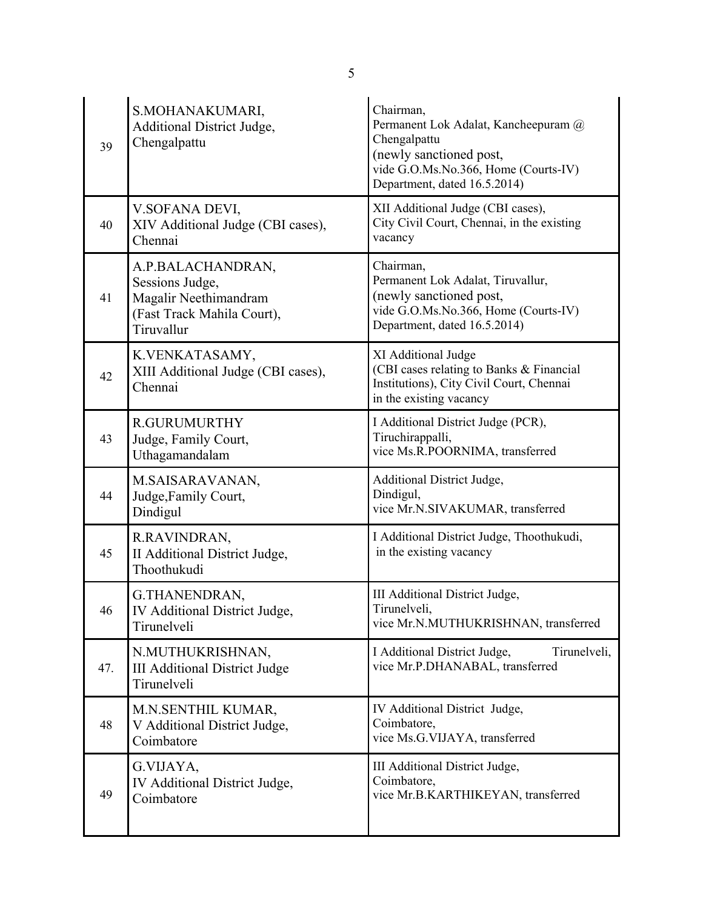| 39 | S.MOHANAKUMARI,<br>Additional District Judge,<br>Chengalpattu | Chairman,<br>Permanent Lok Adalat, Kancheepuram @ Chengalpattu<br>(newly sanctioned post,<br>vide G.O.Ms.No.366, Home (Courts-IV) Department, dated 16.5.2014) |
|---|---|---|
| 40 | V.SOFANA DEVI,<br>XIV Additional Judge (CBI cases),<br>Chennai | XII Additional Judge (CBI cases),<br>City Civil Court, Chennai, in the existing vacancy |
| 41 | A.P.BALACHANDRAN,<br>Sessions Judge,<br>Magalir Neethimandram<br>(Fast Track Mahila Court),<br>Tiruvallur | Chairman,<br>Permanent Lok Adalat, Tiruvallur,<br>(newly sanctioned post,<br>vide G.O.Ms.No.366, Home (Courts-IV) Department, dated 16.5.2014) |
| 42 | K.VENKATASAMY,<br>XIII Additional Judge (CBI cases),<br>Chennai | XI Additional Judge<br>(CBI cases relating to Banks & Financial Institutions), City Civil Court, Chennai in the existing vacancy |
| 43 | R.GURUMURTHY<br>Judge, Family Court,<br>Uthagamandalam | I Additional District Judge (PCR),<br>Tiruchirappalli,<br>vice Ms.R.POORNIMA, transferred |
| 44 | M.SAISARAVANAN,<br>Judge,Family Court,<br>Dindigul | Additional District Judge,<br>Dindigul,<br>vice Mr.N.SIVAKUMAR, transferred |
| 45 | R.RAVINDRAN,<br>II Additional District Judge,<br>Thoothukudi | I Additional District Judge, Thoothukudi,<br>in the existing vacancy |
| 46 | G.THANENDRAN,<br>IV Additional District Judge,<br>Tirunelveli | III Additional District Judge,<br>Tirunelveli,<br>vice Mr.N.MUTHUKRISHNAN, transferred |
| 47. | N.MUTHUKRISHNAN,<br>III Additional District Judge<br>Tirunelveli | I Additional District Judge, Tirunelveli,<br>vice Mr.P.DHANABAL, transferred |
| 48 | M.N.SENTHIL KUMAR,<br>V Additional District Judge,<br>Coimbatore | IV Additional District Judge,<br>Coimbatore,<br>vice Ms.G.VIJAYA, transferred |
| 49 | G.VIJAYA,<br>IV Additional District Judge,<br>Coimbatore | III Additional District Judge,<br>Coimbatore,<br>vice Mr.B.KARTHIKEYAN, transferred |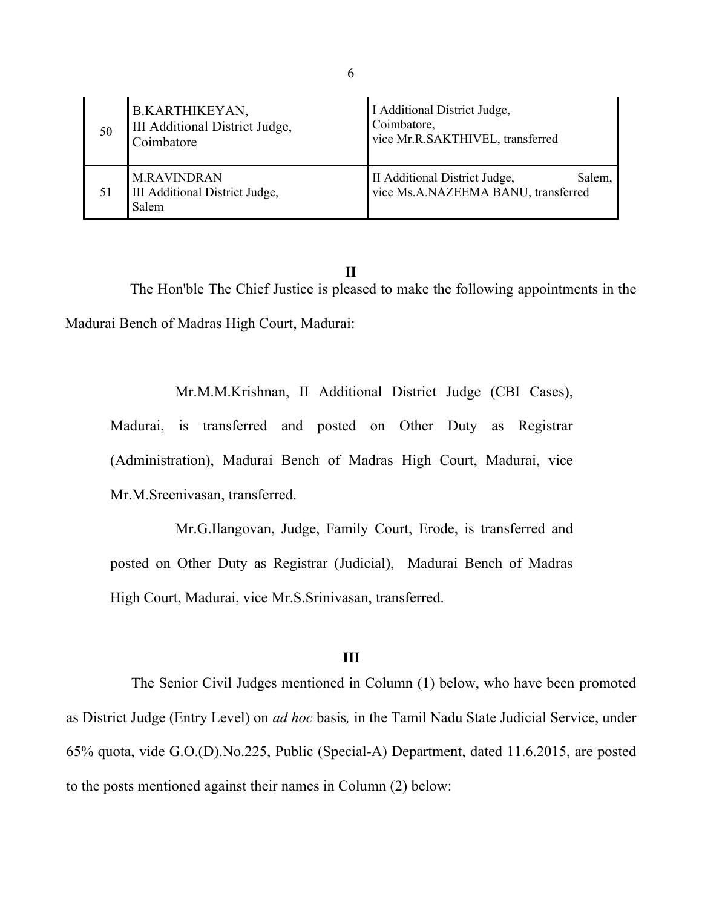| | | |
|---|---|---|
| 50 | B.KARTHIKEYAN, III Additional District Judge, Coimbatore | I Additional District Judge, Coimbatore, vice Mr.R.SAKTHIVEL, transferred |
| 51 | M.RAVINDRAN III Additional District Judge, Salem | II Additional District Judge, Salem, vice Ms.A.NAZEEMA BANU, transferred |

**II**

The Hon'ble The Chief Justice is pleased to make the following appointments in the Madurai Bench of Madras High Court, Madurai:

Mr.M.M.Krishnan, II Additional District Judge (CBI Cases), Madurai, is transferred and posted on Other Duty as Registrar (Administration), Madurai Bench of Madras High Court, Madurai, vice Mr.M.Sreenivasan, transferred.

Mr.G.Ilangovan, Judge, Family Court, Erode, is transferred and posted on Other Duty as Registrar (Judicial), Madurai Bench of Madras High Court, Madurai, vice Mr.S.Srinivasan, transferred.

**III**

The Senior Civil Judges mentioned in Column (1) below, who have been promoted as District Judge (Entry Level) on *ad hoc* basis, in the Tamil Nadu State Judicial Service, under 65% quota, vide G.O.(D).No.225, Public (Special-A) Department, dated 11.6.2015, are posted to the posts mentioned against their names in Column (2) below: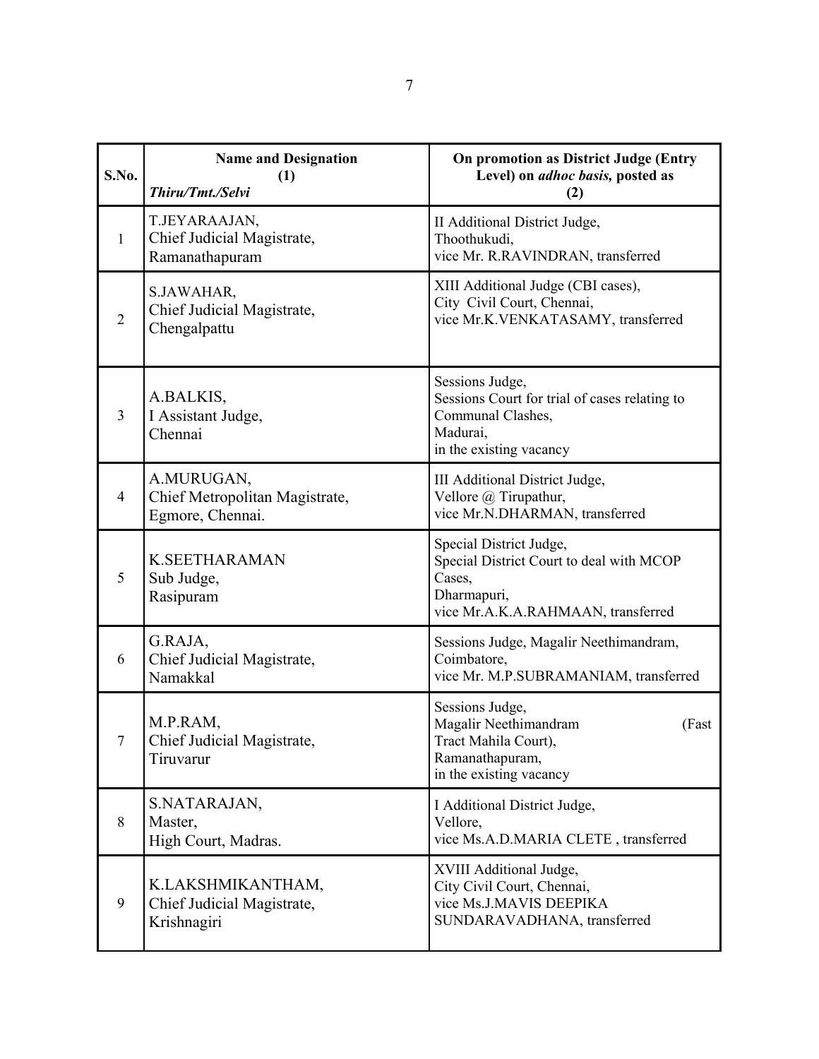| S.No. | Name and Designation (1) *Thiru/Tmt./Selvi* | On promotion as District Judge (Entry Level) on *adhoc basis,* posted as (2) |
|---|---|---|
| 1 | T.JEYARAAJAN, Chief Judicial Magistrate, Ramanathapuram | II Additional District Judge, Thoothukudi, vice Mr. R.RAVINDRAN, transferred |
| 2 | S.JAWAHAR, Chief Judicial Magistrate, Chengalpattu | XIII Additional Judge (CBI cases), City Civil Court, Chennai, vice Mr.K.VENKATASAMY, transferred |
| 3 | A.BALKIS, I Assistant Judge, Chennai | Sessions Judge, Sessions Court for trial of cases relating to Communal Clashes, Madurai, in the existing vacancy |
| 4 | A.MURUGAN, Chief Metropolitan Magistrate, Egmore, Chennai. | III Additional District Judge, Vellore @ Tirupathur, vice Mr.N.DHARMAN, transferred |
| 5 | K.SEETHARAMAN Sub Judge, Rasipuram | Special District Judge, Special District Court to deal with MCOP Cases, Dharmapuri, vice Mr.A.K.A.RAHMAAN, transferred |
| 6 | G.RAJA, Chief Judicial Magistrate, Namakkal | Sessions Judge, Magalir Neethimandram, Coimbatore, vice Mr. M.P.SUBRAMANIAM, transferred |
| 7 | M.P.RAM, Chief Judicial Magistrate, Tiruvarur | Sessions Judge, Magalir Neethimandram (Fast Tract Mahila Court), Ramanathapuram, in the existing vacancy |
| 8 | S.NATARAJAN, Master, High Court, Madras. | I Additional District Judge, Vellore, vice Ms.A.D.MARIA CLETE , transferred |
| 9 | K.LAKSHMIKANTHAM, Chief Judicial Magistrate, Krishnagiri | XVIII Additional Judge, City Civil Court, Chennai, vice Ms.J.MAVIS DEEPIKA SUNDARAVADHANA, transferred |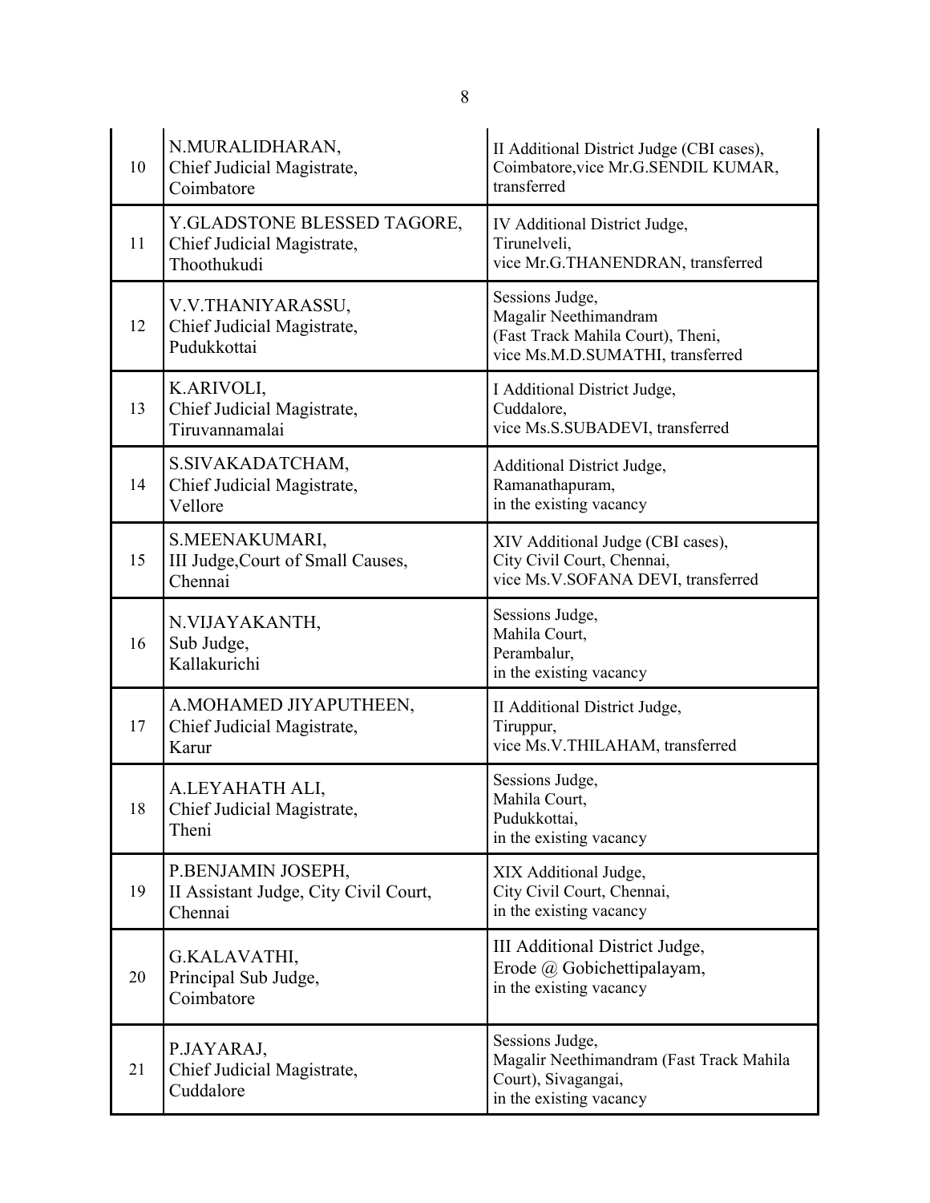| | | |
|---|---|---|
| 10 | N.MURALIDHARAN,<br>Chief Judicial Magistrate,<br>Coimbatore | II Additional District Judge (CBI cases),<br>Coimbatore,vice Mr.G.SENDIL KUMAR,<br>transferred |
| 11 | Y.GLADSTONE BLESSED TAGORE,<br>Chief Judicial Magistrate,<br>Thoothukudi | IV Additional District Judge,<br>Tirunelveli,<br>vice Mr.G.THANENDRAN, transferred |
| 12 | V.V.THANIYARASSU,<br>Chief Judicial Magistrate,<br>Pudukkottai | Sessions Judge,<br>Magalir Neethimandram<br>(Fast Track Mahila Court), Theni,<br>vice Ms.M.D.SUMATHI, transferred |
| 13 | K.ARIVOLI,<br>Chief Judicial Magistrate,<br>Tiruvannamalai | I Additional District Judge,<br>Cuddalore,<br>vice Ms.S.SUBADEVI, transferred |
| 14 | S.SIVAKADATCHAM,<br>Chief Judicial Magistrate,<br>Vellore | Additional District Judge,<br>Ramanathapuram,<br>in the existing vacancy |
| 15 | S.MEENAKUMARI,<br>III Judge,Court of Small Causes,<br>Chennai | XIV Additional Judge (CBI cases),<br>City Civil Court, Chennai,<br>vice Ms.V.SOFANA DEVI, transferred |
| 16 | N.VIJAYAKANTH,<br>Sub Judge,<br>Kallakurichi | Sessions Judge,<br>Mahila Court,<br>Perambalur,<br>in the existing vacancy |
| 17 | A.MOHAMED JIYAPUTHEEN,<br>Chief Judicial Magistrate,<br>Karur | II Additional District Judge,<br>Tiruppur,<br>vice Ms.V.THILAHAM, transferred |
| 18 | A.LEYAHATH ALI,<br>Chief Judicial Magistrate,<br>Theni | Sessions Judge,<br>Mahila Court,<br>Pudukkottai,<br>in the existing vacancy |
| 19 | P.BENJAMIN JOSEPH,<br>II Assistant Judge, City Civil Court,<br>Chennai | XIX Additional Judge,<br>City Civil Court, Chennai,<br>in the existing vacancy |
| 20 | G.KALAVATHI,<br>Principal Sub Judge,<br>Coimbatore | III Additional District Judge,<br>Erode @ Gobichettipalayam,<br>in the existing vacancy |
| 21 | P.JAYARAJ,<br>Chief Judicial Magistrate,<br>Cuddalore | Sessions Judge,<br>Magalir Neethimandram (Fast Track Mahila Court), Sivagangai,<br>in the existing vacancy |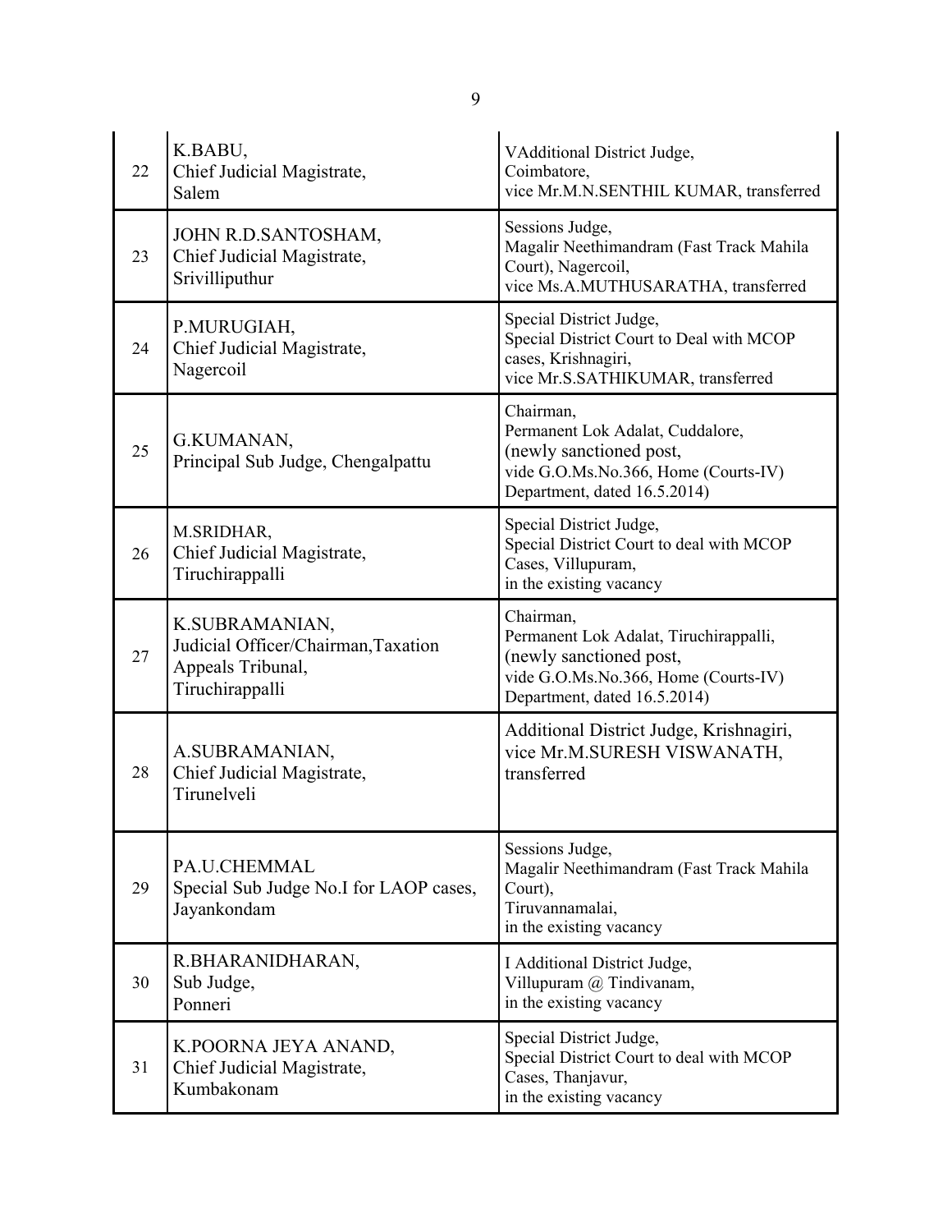| | | |
|---|---|---|
| 22 | K.BABU,<br>Chief Judicial Magistrate,<br>Salem | VAdditional District Judge,<br>Coimbatore,<br>vice Mr.M.N.SENTHIL KUMAR, transferred |
| 23 | JOHN R.D.SANTOSHAM,<br>Chief Judicial Magistrate,<br>Srivilliputhur | Sessions Judge,<br>Magalir Neethimandram (Fast Track Mahila Court), Nagercoil,<br>vice Ms.A.MUTHUSARATHA, transferred |
| 24 | P.MURUGIAH,<br>Chief Judicial Magistrate,<br>Nagercoil | Special District Judge,<br>Special District Court to Deal with MCOP cases, Krishnagiri,<br>vice Mr.S.SATHIKUMAR, transferred |
| 25 | G.KUMANAN,<br>Principal Sub Judge, Chengalpattu | Chairman,<br>Permanent Lok Adalat, Cuddalore,<br>(newly sanctioned post,<br>vide G.O.Ms.No.366, Home (Courts-IV) Department, dated 16.5.2014) |
| 26 | M.SRIDHAR,<br>Chief Judicial Magistrate,<br>Tiruchirappalli | Special District Judge,<br>Special District Court to deal with MCOP Cases, Villupuram,<br>in the existing vacancy |
| 27 | K.SUBRAMANIAN,<br>Judicial Officer/Chairman,Taxation Appeals Tribunal,<br>Tiruchirappalli | Chairman,<br>Permanent Lok Adalat, Tiruchirappalli,<br>(newly sanctioned post,<br>vide G.O.Ms.No.366, Home (Courts-IV) Department, dated 16.5.2014) |
| 28 | A.SUBRAMANIAN,<br>Chief Judicial Magistrate,<br>Tirunelveli | Additional District Judge, Krishnagiri,<br>vice Mr.M.SURESH VISWANATH, transferred |
| 29 | PA.U.CHEMMAL<br>Special Sub Judge No.I for LAOP cases,<br>Jayankondam | Sessions Judge,<br>Magalir Neethimandram (Fast Track Mahila Court),<br>Tiruvannamalai,<br>in the existing vacancy |
| 30 | R.BHARANIDHARAN,<br>Sub Judge,<br>Ponneri | I Additional District Judge,<br>Villupuram @ Tindivanam,<br>in the existing vacancy |
| 31 | K.POORNA JEYA ANAND,<br>Chief Judicial Magistrate,<br>Kumbakonam | Special District Judge,<br>Special District Court to deal with MCOP Cases, Thanjavur,<br>in the existing vacancy |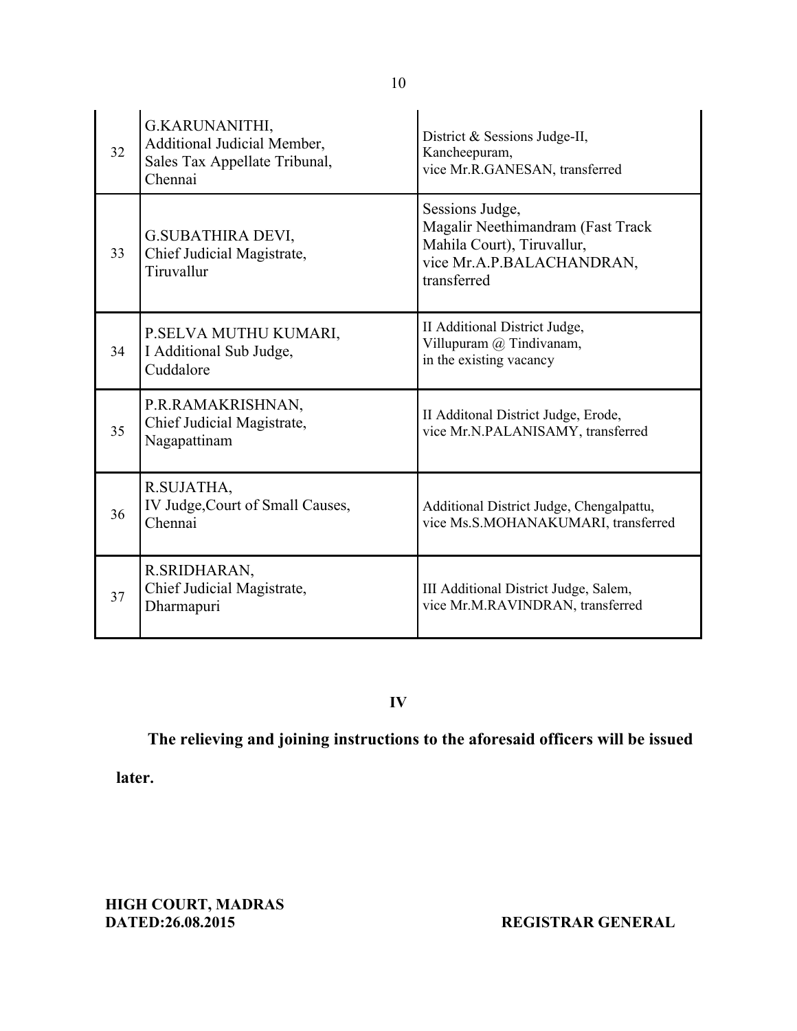| | | |
|---|---|---|
| 32 | G.KARUNANITHI, Additional Judicial Member, Sales Tax Appellate Tribunal, Chennai | District & Sessions Judge-II, Kancheepuram, vice Mr.R.GANESAN, transferred |
| 33 | G.SUBATHIRA DEVI, Chief Judicial Magistrate, Tiruvallur | Sessions Judge, Magalir Neethimandram (Fast Track Mahila Court), Tiruvallur, vice Mr.A.P.BALACHANDRAN, transferred |
| 34 | P.SELVA MUTHU KUMARI, I Additional Sub Judge, Cuddalore | II Additional District Judge, Villupuram @ Tindivanam, in the existing vacancy |
| 35 | P.R.RAMAKRISHNAN, Chief Judicial Magistrate, Nagapattinam | II Additonal District Judge, Erode, vice Mr.N.PALANISAMY, transferred |
| 36 | R.SUJATHA, IV Judge,Court of Small Causes, Chennai | Additional District Judge, Chengalpattu, vice Ms.S.MOHANAKUMARI, transferred |
| 37 | R.SRIDHARAN, Chief Judicial Magistrate, Dharmapuri | III Additional District Judge, Salem, vice Mr.M.RAVINDRAN, transferred |

**IV**

**The relieving and joining instructions to the aforesaid officers will be issued later.**

**HIGH COURT, MADRAS**
**DATED:26.08.2015** **REGISTRAR GENERAL**